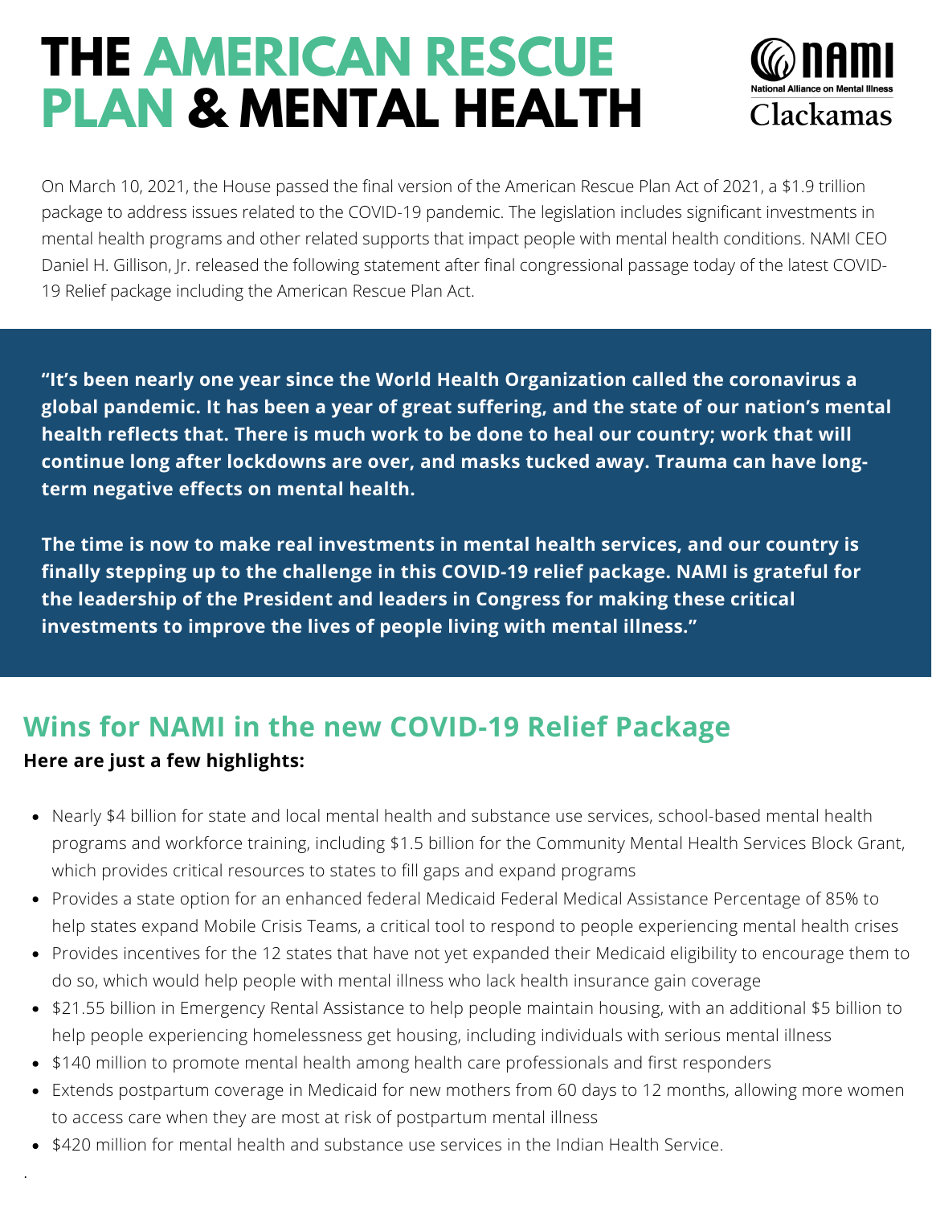# THE AMERICAN RESCUE PLAN & MENTAL HEALTH

NAMI
National Alliance on Mental Illness
Clackamas

On March 10, 2021, the House passed the final version of the American Rescue Plan Act of 2021, a $1.9 trillion package to address issues related to the COVID-19 pandemic. The legislation includes significant investments in mental health programs and other related supports that impact people with mental health conditions. NAMI CEO Daniel H. Gillison, Jr. released the following statement after final congressional passage today of the latest COVID-19 Relief package including the American Rescue Plan Act.

**"It's been nearly one year since the World Health Organization called the coronavirus a global pandemic. It has been a year of great suffering, and the state of our nation's mental health reflects that. There is much work to be done to heal our country; work that will continue long after lockdowns are over, and masks tucked away. Trauma can have long-term negative effects on mental health.**

**The time is now to make real investments in mental health services, and our country is finally stepping up to the challenge in this COVID-19 relief package. NAMI is grateful for the leadership of the President and leaders in Congress for making these critical investments to improve the lives of people living with mental illness."**

## Wins for NAMI in the new COVID-19 Relief Package

**Here are just a few highlights:**

- Nearly $4 billion for state and local mental health and substance use services, school-based mental health programs and workforce training, including $1.5 billion for the Community Mental Health Services Block Grant, which provides critical resources to states to fill gaps and expand programs
- Provides a state option for an enhanced federal Medicaid Federal Medical Assistance Percentage of 85% to help states expand Mobile Crisis Teams, a critical tool to respond to people experiencing mental health crises
- Provides incentives for the 12 states that have not yet expanded their Medicaid eligibility to encourage them to do so, which would help people with mental illness who lack health insurance gain coverage
- $21.55 billion in Emergency Rental Assistance to help people maintain housing, with an additional $5 billion to help people experiencing homelessness get housing, including individuals with serious mental illness
- $140 million to promote mental health among health care professionals and first responders
- Extends postpartum coverage in Medicaid for new mothers from 60 days to 12 months, allowing more women to access care when they are most at risk of postpartum mental illness
- $420 million for mental health and substance use services in the Indian Health Service.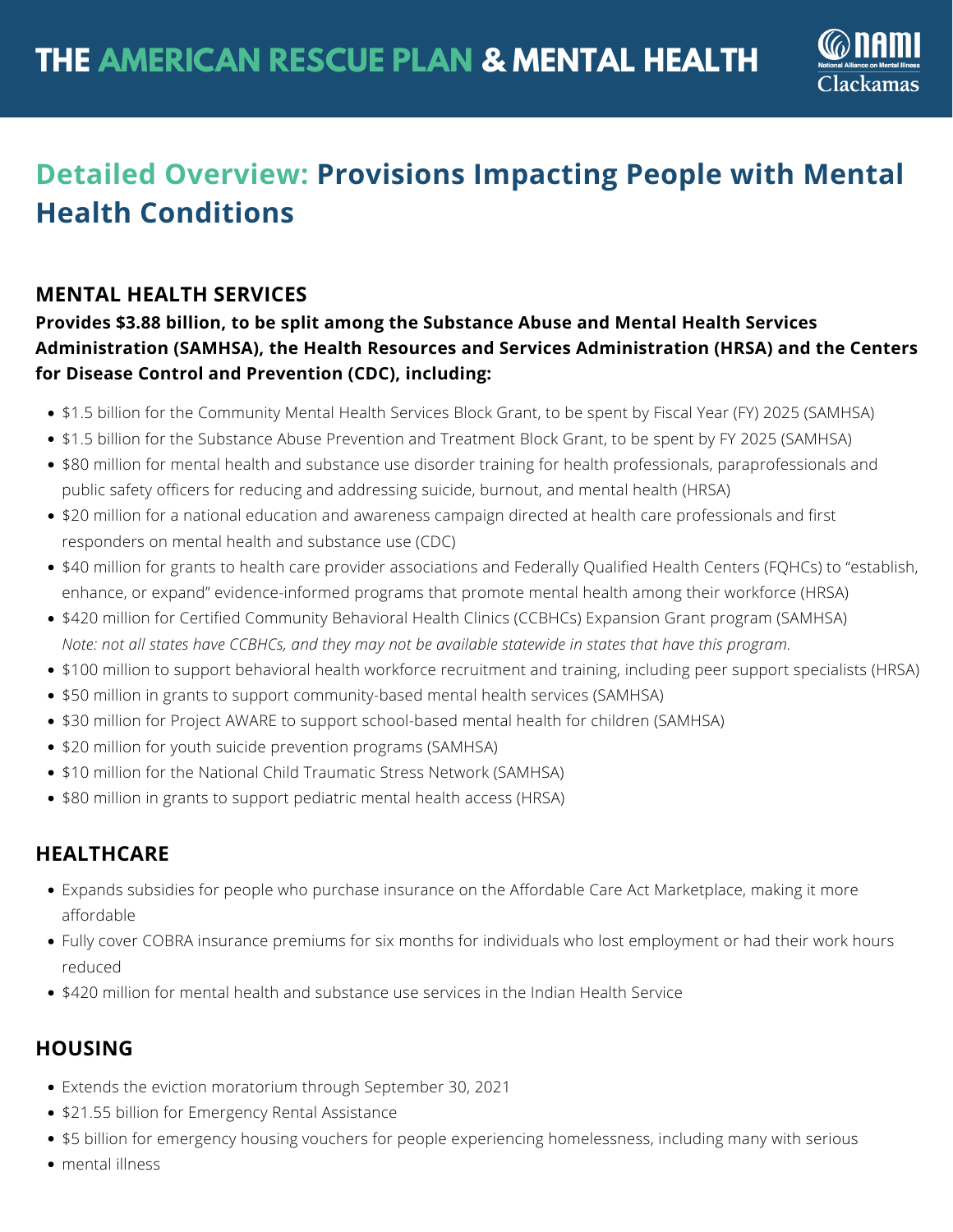# THE AMERICAN RESCUE PLAN & MENTAL HEALTH

NAMI Clackamas

## Detailed Overview: Provisions Impacting People with Mental Health Conditions

### MENTAL HEALTH SERVICES

**Provides $3.88 billion, to be split among the Substance Abuse and Mental Health Services Administration (SAMHSA), the Health Resources and Services Administration (HRSA) and the Centers for Disease Control and Prevention (CDC), including:**

- $1.5 billion for the Community Mental Health Services Block Grant, to be spent by Fiscal Year (FY) 2025 (SAMHSA)
- $1.5 billion for the Substance Abuse Prevention and Treatment Block Grant, to be spent by FY 2025 (SAMHSA)
- $80 million for mental health and substance use disorder training for health professionals, paraprofessionals and public safety officers for reducing and addressing suicide, burnout, and mental health (HRSA)
- $20 million for a national education and awareness campaign directed at health care professionals and first responders on mental health and substance use (CDC)
- $40 million for grants to health care provider associations and Federally Qualified Health Centers (FQHCs) to "establish, enhance, or expand" evidence-informed programs that promote mental health among their workforce (HRSA)
- $420 million for Certified Community Behavioral Health Clinics (CCBHCs) Expansion Grant program (SAMHSA)
  *Note: not all states have CCBHCs, and they may not be available statewide in states that have this program.*
- $100 million to support behavioral health workforce recruitment and training, including peer support specialists (HRSA)
- $50 million in grants to support community-based mental health services (SAMHSA)
- $30 million for Project AWARE to support school-based mental health for children (SAMHSA)
- $20 million for youth suicide prevention programs (SAMHSA)
- $10 million for the National Child Traumatic Stress Network (SAMHSA)
- $80 million in grants to support pediatric mental health access (HRSA)

### HEALTHCARE

- Expands subsidies for people who purchase insurance on the Affordable Care Act Marketplace, making it more affordable
- Fully cover COBRA insurance premiums for six months for individuals who lost employment or had their work hours reduced
- $420 million for mental health and substance use services in the Indian Health Service

### HOUSING

- Extends the eviction moratorium through September 30, 2021
- $21.55 billion for Emergency Rental Assistance
- $5 billion for emergency housing vouchers for people experiencing homelessness, including many with serious
- mental illness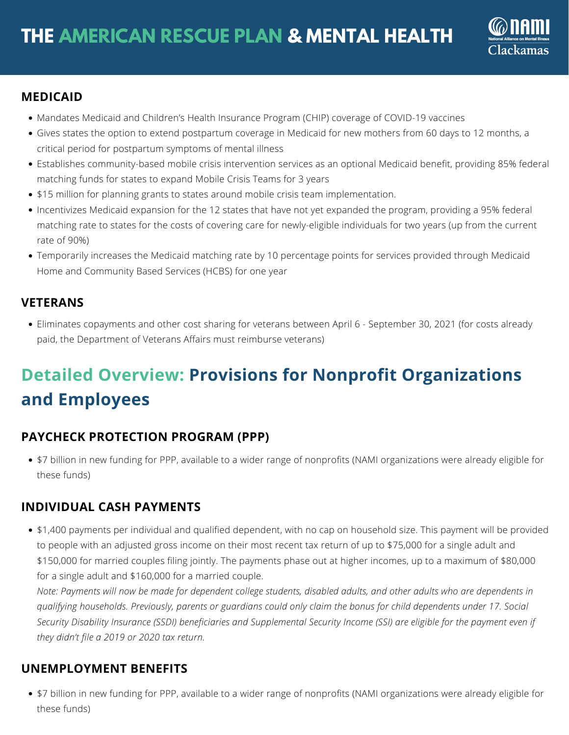# THE AMERICAN RESCUE PLAN & MENTAL HEALTH

NAMI National Alliance on Mental Illness Clackamas

## MEDICAID

- Mandates Medicaid and Children's Health Insurance Program (CHIP) coverage of COVID-19 vaccines
- Gives states the option to extend postpartum coverage in Medicaid for new mothers from 60 days to 12 months, a critical period for postpartum symptoms of mental illness
- Establishes community-based mobile crisis intervention services as an optional Medicaid benefit, providing 85% federal matching funds for states to expand Mobile Crisis Teams for 3 years
- $15 million for planning grants to states around mobile crisis team implementation.
- Incentivizes Medicaid expansion for the 12 states that have not yet expanded the program, providing a 95% federal matching rate to states for the costs of covering care for newly-eligible individuals for two years (up from the current rate of 90%)
- Temporarily increases the Medicaid matching rate by 10 percentage points for services provided through Medicaid Home and Community Based Services (HCBS) for one year

## VETERANS

- Eliminates copayments and other cost sharing for veterans between April 6 - September 30, 2021 (for costs already paid, the Department of Veterans Affairs must reimburse veterans)

# Detailed Overview: Provisions for Nonprofit Organizations and Employees

## PAYCHECK PROTECTION PROGRAM (PPP)

- $7 billion in new funding for PPP, available to a wider range of nonprofits (NAMI organizations were already eligible for these funds)

## INDIVIDUAL CASH PAYMENTS

- $1,400 payments per individual and qualified dependent, with no cap on household size. This payment will be provided to people with an adjusted gross income on their most recent tax return of up to $75,000 for a single adult and $150,000 for married couples filing jointly. The payments phase out at higher incomes, up to a maximum of $80,000 for a single adult and $160,000 for a married couple.
  *Note: Payments will now be made for dependent college students, disabled adults, and other adults who are dependents in qualifying households. Previously, parents or guardians could only claim the bonus for child dependents under 17. Social Security Disability Insurance (SSDI) beneficiaries and Supplemental Security Income (SSI) are eligible for the payment even if they didn't file a 2019 or 2020 tax return.*

## UNEMPLOYMENT BENEFITS

- $7 billion in new funding for PPP, available to a wider range of nonprofits (NAMI organizations were already eligible for these funds)